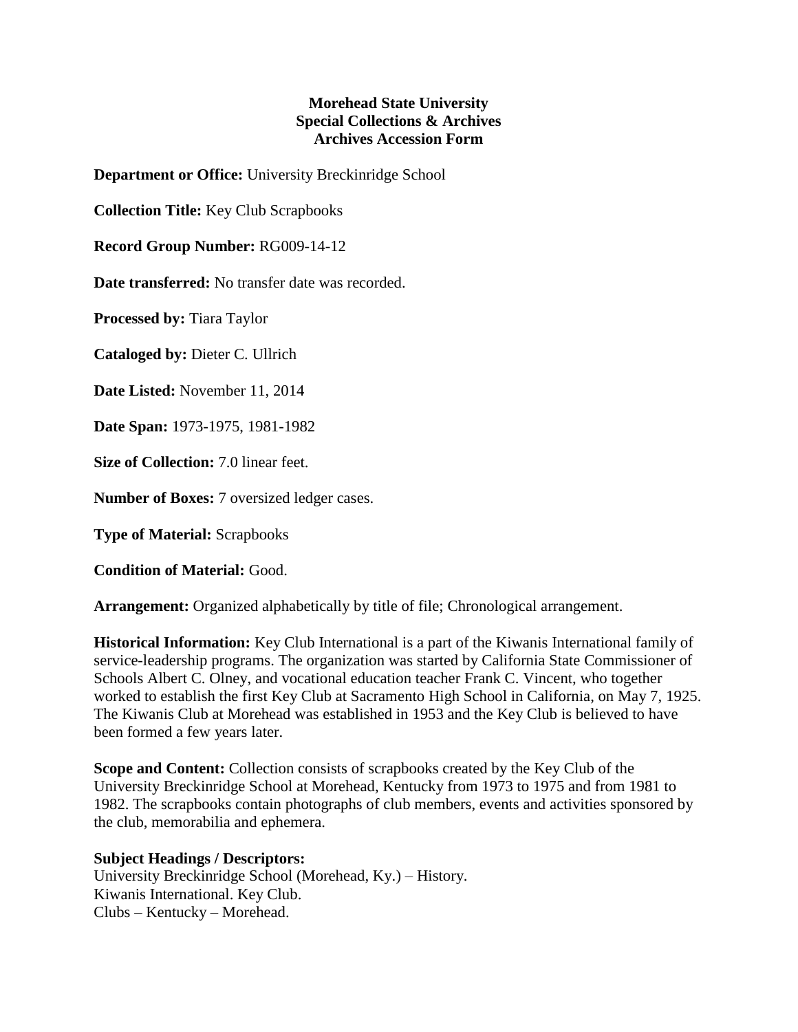**Morehead State University**
**Special Collections & Archives**
**Archives Accession Form**

**Department or Office:** University Breckinridge School

**Collection Title:** Key Club Scrapbooks

**Record Group Number:** RG009-14-12

**Date transferred:** No transfer date was recorded.

**Processed by:** Tiara Taylor

**Cataloged by:** Dieter C. Ullrich

**Date Listed:** November 11, 2014

**Date Span:** 1973-1975, 1981-1982

**Size of Collection:** 7.0 linear feet.

**Number of Boxes:** 7 oversized ledger cases.

**Type of Material:** Scrapbooks

**Condition of Material:** Good.

**Arrangement:** Organized alphabetically by title of file; Chronological arrangement.

**Historical Information:** Key Club International is a part of the Kiwanis International family of service-leadership programs. The organization was started by California State Commissioner of Schools Albert C. Olney, and vocational education teacher Frank C. Vincent, who together worked to establish the first Key Club at Sacramento High School in California, on May 7, 1925. The Kiwanis Club at Morehead was established in 1953 and the Key Club is believed to have been formed a few years later.

**Scope and Content:** Collection consists of scrapbooks created by the Key Club of the University Breckinridge School at Morehead, Kentucky from 1973 to 1975 and from 1981 to 1982. The scrapbooks contain photographs of club members, events and activities sponsored by the club, memorabilia and ephemera.

**Subject Headings / Descriptors:**
University Breckinridge School (Morehead, Ky.) – History.
Kiwanis International. Key Club.
Clubs – Kentucky – Morehead.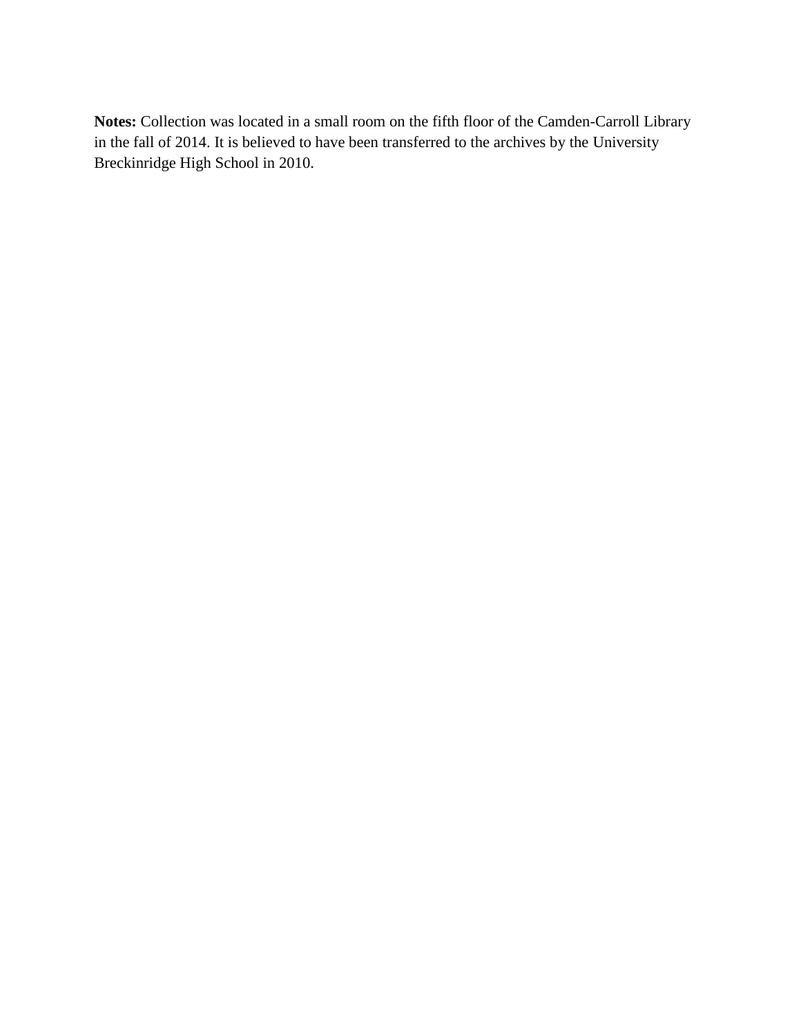**Notes:** Collection was located in a small room on the fifth floor of the Camden-Carroll Library in the fall of 2014. It is believed to have been transferred to the archives by the University Breckinridge High School in 2010.